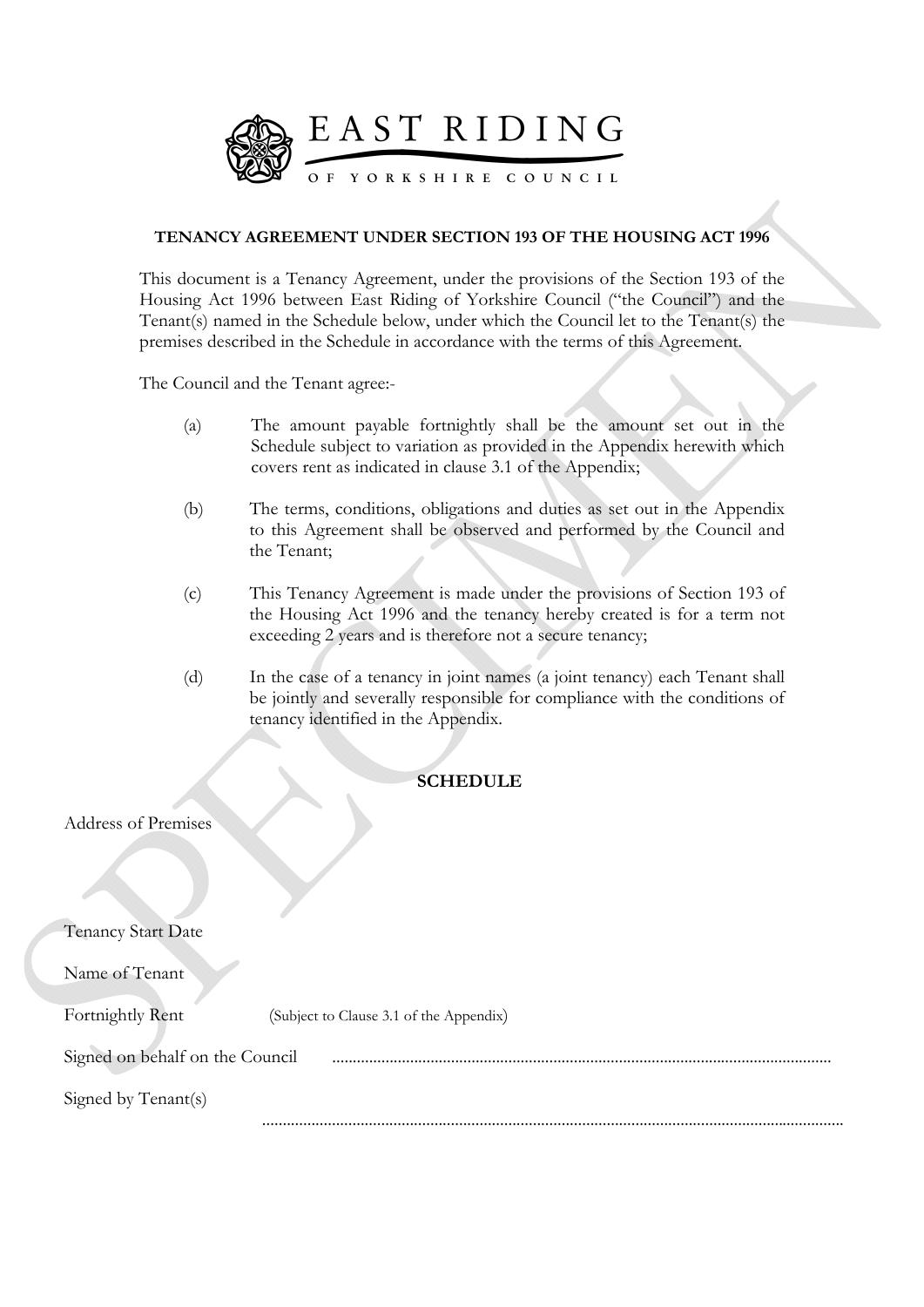EAST RIDING

OF YORKSHIRE COUNCIL

**TENANCY AGREEMENT UNDER SECTION 193 OF THE HOUSING ACT 1996**

This document is a Tenancy Agreement, under the provisions of the Section 193 of the Housing Act 1996 between East Riding of Yorkshire Council ("the Council") and the Tenant(s) named in the Schedule below, under which the Council let to the Tenant(s) the premises described in the Schedule in accordance with the terms of this Agreement.

The Council and the Tenant agree:-

(a) The amount payable fortnightly shall be the amount set out in the Schedule subject to variation as provided in the Appendix herewith which covers rent as indicated in clause 3.1 of the Appendix;

(b) The terms, conditions, obligations and duties as set out in the Appendix to this Agreement shall be observed and performed by the Council and the Tenant;

(c) This Tenancy Agreement is made under the provisions of Section 193 of the Housing Act 1996 and the tenancy hereby created is for a term not exceeding 2 years and is therefore not a secure tenancy;

(d) In the case of a tenancy in joint names (a joint tenancy) each Tenant shall be jointly and severally responsible for compliance with the conditions of tenancy identified in the Appendix.

**SCHEDULE**

Address of Premises

Tenancy Start Date

Name of Tenant

Fortnightly Rent (Subject to Clause 3.1 of the Appendix)

Signed on behalf on the Council ..........................................................................................................

Signed by Tenant(s) ..........................................................................................................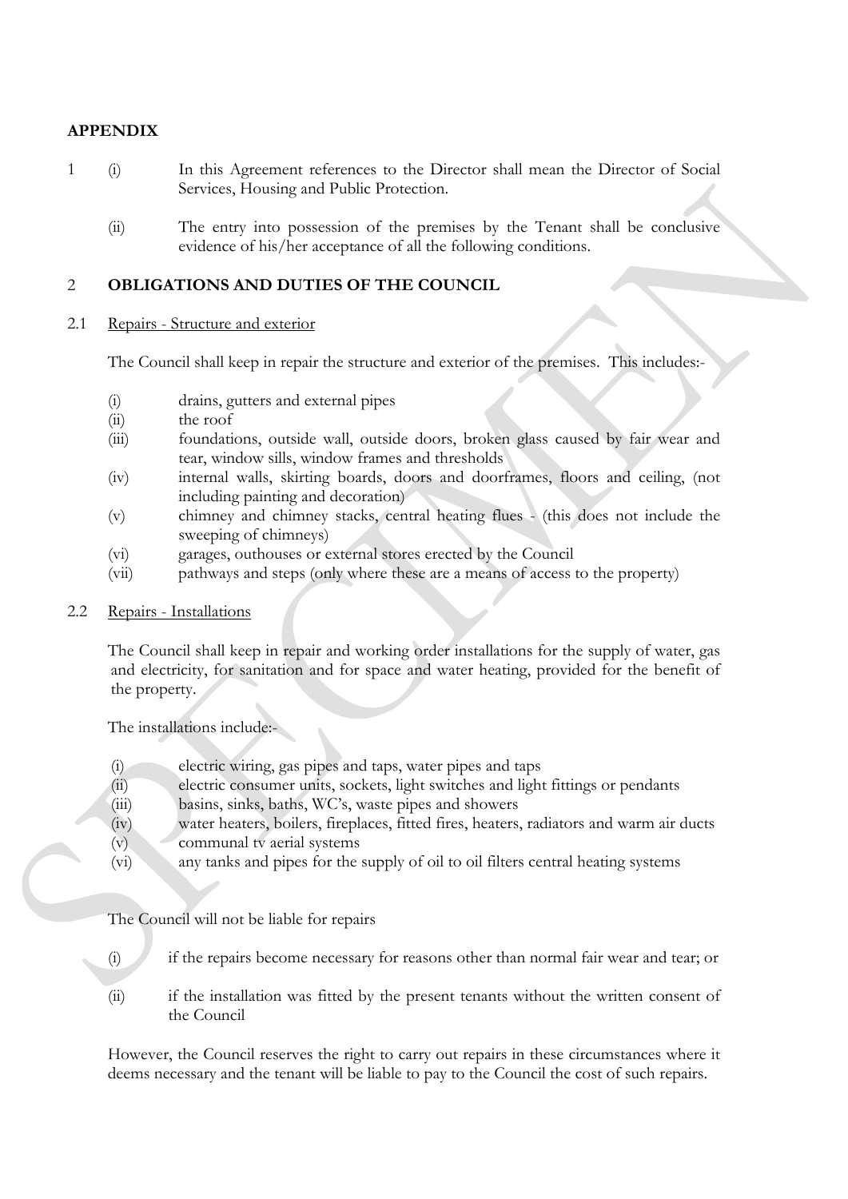## APPENDIX

1 (i) In this Agreement references to the Director shall mean the Director of Social Services, Housing and Public Protection.

(ii) The entry into possession of the premises by the Tenant shall be conclusive evidence of his/her acceptance of all the following conditions.

## 2 OBLIGATIONS AND DUTIES OF THE COUNCIL

### 2.1 Repairs - Structure and exterior

The Council shall keep in repair the structure and exterior of the premises. This includes:-

- (i) drains, gutters and external pipes
- (ii) the roof
- (iii) foundations, outside wall, outside doors, broken glass caused by fair wear and tear, window sills, window frames and thresholds
- (iv) internal walls, skirting boards, doors and doorframes, floors and ceiling, (not including painting and decoration)
- (v) chimney and chimney stacks, central heating flues - (this does not include the sweeping of chimneys)
- (vi) garages, outhouses or external stores erected by the Council
- (vii) pathways and steps (only where these are a means of access to the property)

### 2.2 Repairs - Installations

The Council shall keep in repair and working order installations for the supply of water, gas and electricity, for sanitation and for space and water heating, provided for the benefit of the property.

The installations include:-

- (i) electric wiring, gas pipes and taps, water pipes and taps
- (ii) electric consumer units, sockets, light switches and light fittings or pendants
- (iii) basins, sinks, baths, WC's, waste pipes and showers
- (iv) water heaters, boilers, fireplaces, fitted fires, heaters, radiators and warm air ducts
- (v) communal tv aerial systems
- (vi) any tanks and pipes for the supply of oil to oil filters central heating systems

The Council will not be liable for repairs

- (i) if the repairs become necessary for reasons other than normal fair wear and tear; or
- (ii) if the installation was fitted by the present tenants without the written consent of the Council

However, the Council reserves the right to carry out repairs in these circumstances where it deems necessary and the tenant will be liable to pay to the Council the cost of such repairs.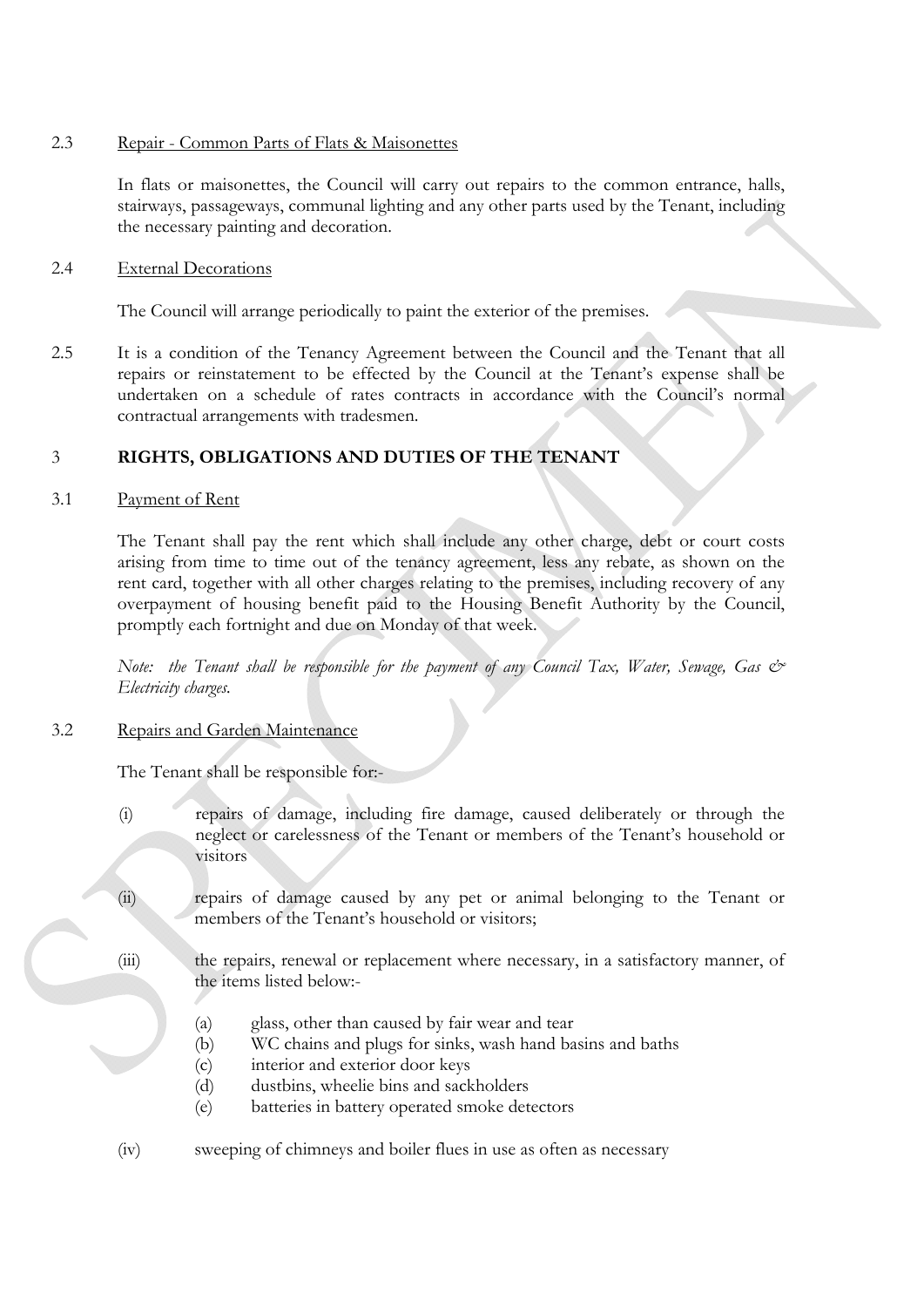2.3 <u>Repair - Common Parts of Flats & Maisonettes</u>

In flats or maisonettes, the Council will carry out repairs to the common entrance, halls, stairways, passageways, communal lighting and any other parts used by the Tenant, including the necessary painting and decoration.

2.4 <u>External Decorations</u>

The Council will arrange periodically to paint the exterior of the premises.

2.5 It is a condition of the Tenancy Agreement between the Council and the Tenant that all repairs or reinstatement to be effected by the Council at the Tenant's expense shall be undertaken on a schedule of rates contracts in accordance with the Council's normal contractual arrangements with tradesmen.

## 3 RIGHTS, OBLIGATIONS AND DUTIES OF THE TENANT

3.1 <u>Payment of Rent</u>

The Tenant shall pay the rent which shall include any other charge, debt or court costs arising from time to time out of the tenancy agreement, less any rebate, as shown on the rent card, together with all other charges relating to the premises, including recovery of any overpayment of housing benefit paid to the Housing Benefit Authority by the Council, promptly each fortnight and due on Monday of that week.

*Note: the Tenant shall be responsible for the payment of any Council Tax, Water, Sewage, Gas & Electricity charges.*

3.2 <u>Repairs and Garden Maintenance</u>

The Tenant shall be responsible for:-

(i) repairs of damage, including fire damage, caused deliberately or through the neglect or carelessness of the Tenant or members of the Tenant's household or visitors

(ii) repairs of damage caused by any pet or animal belonging to the Tenant or members of the Tenant's household or visitors;

(iii) the repairs, renewal or replacement where necessary, in a satisfactory manner, of the items listed below:-

- (a) glass, other than caused by fair wear and tear
- (b) WC chains and plugs for sinks, wash hand basins and baths
- (c) interior and exterior door keys
- (d) dustbins, wheelie bins and sackholders
- (e) batteries in battery operated smoke detectors

(iv) sweeping of chimneys and boiler flues in use as often as necessary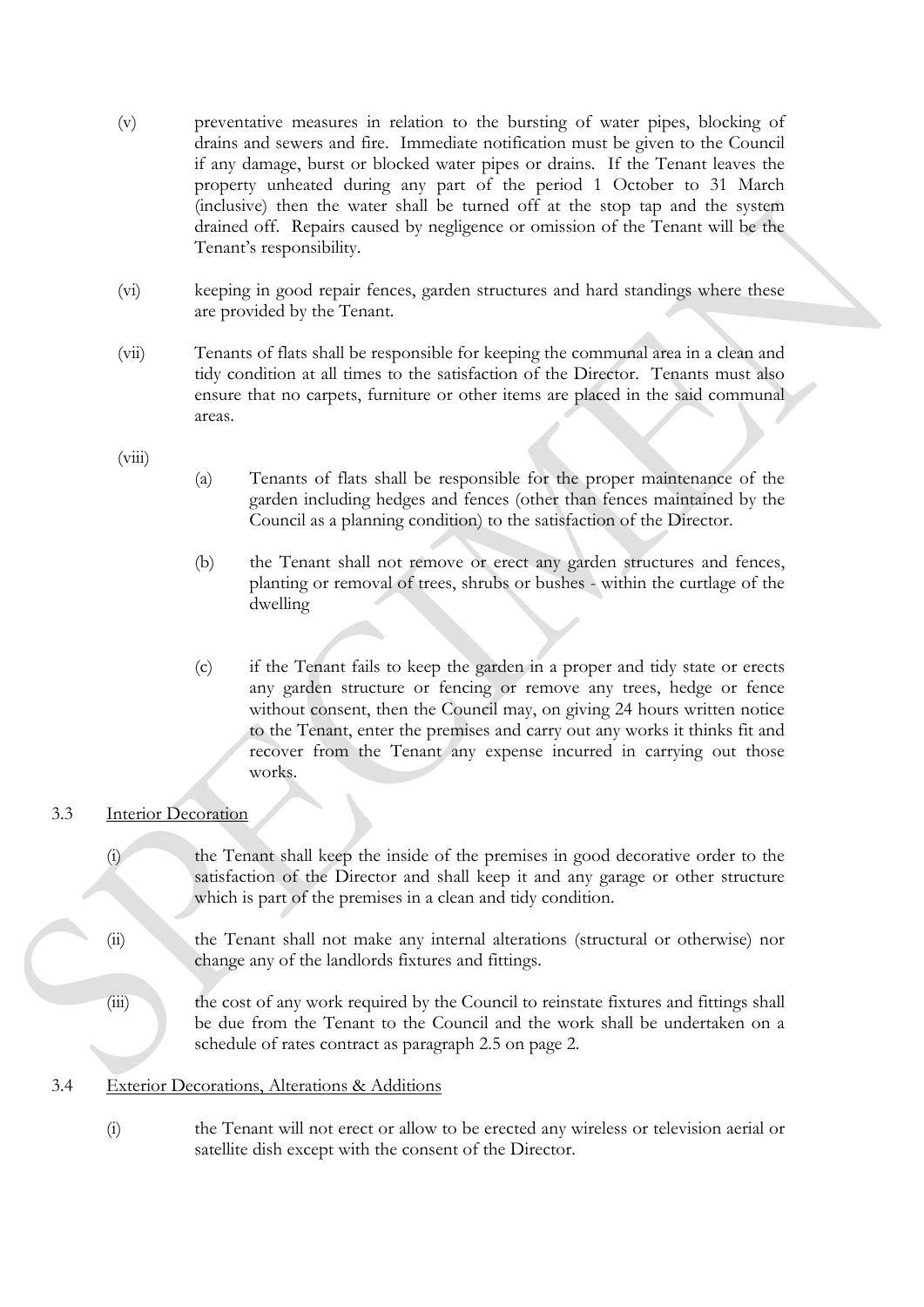(v) preventative measures in relation to the bursting of water pipes, blocking of drains and sewers and fire. Immediate notification must be given to the Council if any damage, burst or blocked water pipes or drains. If the Tenant leaves the property unheated during any part of the period 1 October to 31 March (inclusive) then the water shall be turned off at the stop tap and the system drained off. Repairs caused by negligence or omission of the Tenant will be the Tenant's responsibility.

(vi) keeping in good repair fences, garden structures and hard standings where these are provided by the Tenant.

(vii) Tenants of flats shall be responsible for keeping the communal area in a clean and tidy condition at all times to the satisfaction of the Director. Tenants must also ensure that no carpets, furniture or other items are placed in the said communal areas.

(viii)

(a) Tenants of flats shall be responsible for the proper maintenance of the garden including hedges and fences (other than fences maintained by the Council as a planning condition) to the satisfaction of the Director.

(b) the Tenant shall not remove or erect any garden structures and fences, planting or removal of trees, shrubs or bushes - within the curtlage of the dwelling

(c) if the Tenant fails to keep the garden in a proper and tidy state or erects any garden structure or fencing or remove any trees, hedge or fence without consent, then the Council may, on giving 24 hours written notice to the Tenant, enter the premises and carry out any works it thinks fit and recover from the Tenant any expense incurred in carrying out those works.

3.3 <u>Interior Decoration</u>

(i) the Tenant shall keep the inside of the premises in good decorative order to the satisfaction of the Director and shall keep it and any garage or other structure which is part of the premises in a clean and tidy condition.

(ii) the Tenant shall not make any internal alterations (structural or otherwise) nor change any of the landlords fixtures and fittings.

(iii) the cost of any work required by the Council to reinstate fixtures and fittings shall be due from the Tenant to the Council and the work shall be undertaken on a schedule of rates contract as paragraph 2.5 on page 2.

3.4 <u>Exterior Decorations, Alterations & Additions</u>

(i) the Tenant will not erect or allow to be erected any wireless or television aerial or satellite dish except with the consent of the Director.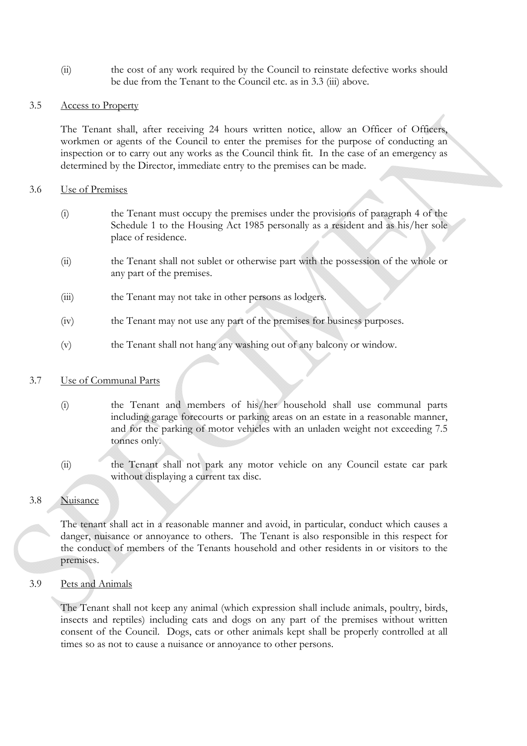(ii) the cost of any work required by the Council to reinstate defective works should be due from the Tenant to the Council etc. as in 3.3 (iii) above.

3.5 Access to Property

The Tenant shall, after receiving 24 hours written notice, allow an Officer of Officers, workmen or agents of the Council to enter the premises for the purpose of conducting an inspection or to carry out any works as the Council think fit. In the case of an emergency as determined by the Director, immediate entry to the premises can be made.

3.6 Use of Premises

(i) the Tenant must occupy the premises under the provisions of paragraph 4 of the Schedule 1 to the Housing Act 1985 personally as a resident and as his/her sole place of residence.

(ii) the Tenant shall not sublet or otherwise part with the possession of the whole or any part of the premises.

(iii) the Tenant may not take in other persons as lodgers.

(iv) the Tenant may not use any part of the premises for business purposes.

(v) the Tenant shall not hang any washing out of any balcony or window.

3.7 Use of Communal Parts

(i) the Tenant and members of his/her household shall use communal parts including garage forecourts or parking areas on an estate in a reasonable manner, and for the parking of motor vehicles with an unladen weight not exceeding 7.5 tonnes only.

(ii) the Tenant shall not park any motor vehicle on any Council estate car park without displaying a current tax disc.

3.8 Nuisance

The tenant shall act in a reasonable manner and avoid, in particular, conduct which causes a danger, nuisance or annoyance to others. The Tenant is also responsible in this respect for the conduct of members of the Tenants household and other residents in or visitors to the premises.

3.9 Pets and Animals

The Tenant shall not keep any animal (which expression shall include animals, poultry, birds, insects and reptiles) including cats and dogs on any part of the premises without written consent of the Council. Dogs, cats or other animals kept shall be properly controlled at all times so as not to cause a nuisance or annoyance to other persons.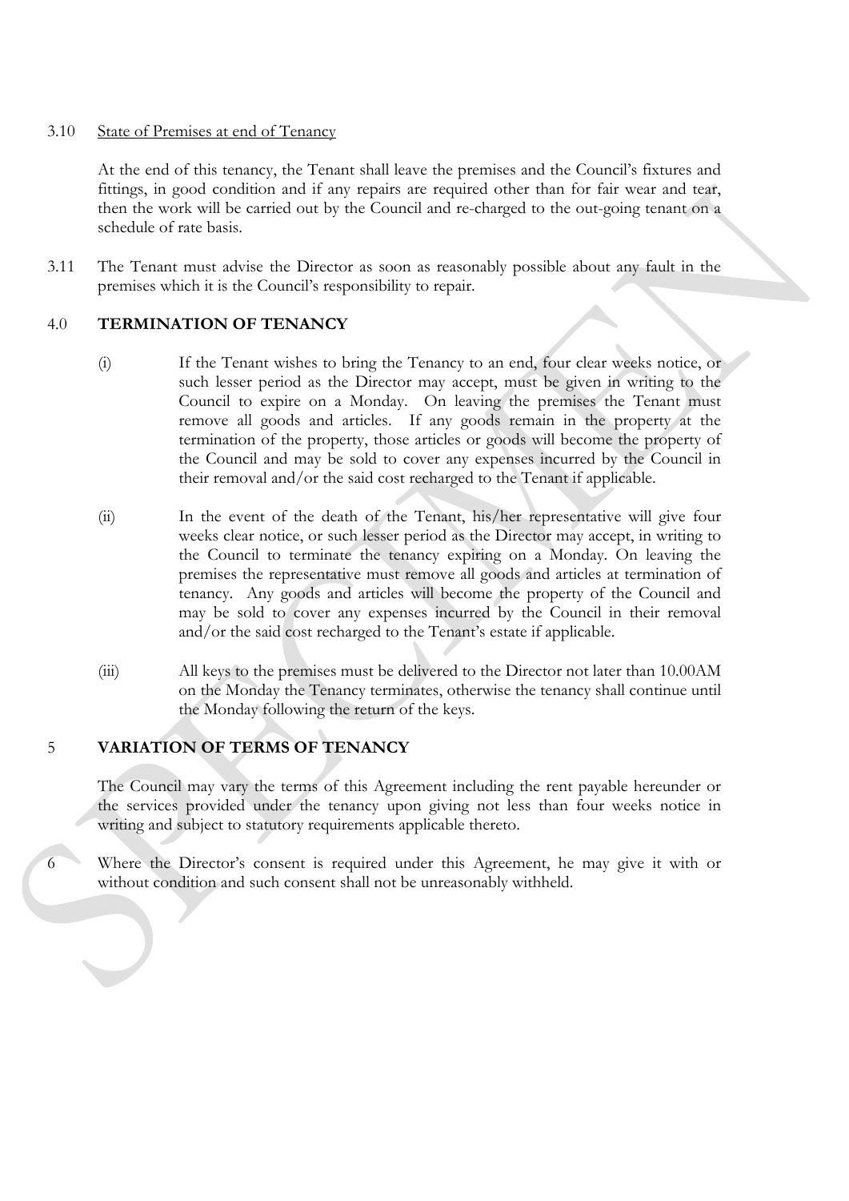3.10 State of Premises at end of Tenancy

At the end of this tenancy, the Tenant shall leave the premises and the Council's fixtures and fittings, in good condition and if any repairs are required other than for fair wear and tear, then the work will be carried out by the Council and re-charged to the out-going tenant on a schedule of rate basis.

3.11 The Tenant must advise the Director as soon as reasonably possible about any fault in the premises which it is the Council's responsibility to repair.

## 4.0 TERMINATION OF TENANCY

(i) If the Tenant wishes to bring the Tenancy to an end, four clear weeks notice, or such lesser period as the Director may accept, must be given in writing to the Council to expire on a Monday. On leaving the premises the Tenant must remove all goods and articles. If any goods remain in the property at the termination of the property, those articles or goods will become the property of the Council and may be sold to cover any expenses incurred by the Council in their removal and/or the said cost recharged to the Tenant if applicable.

(ii) In the event of the death of the Tenant, his/her representative will give four weeks clear notice, or such lesser period as the Director may accept, in writing to the Council to terminate the tenancy expiring on a Monday. On leaving the premises the representative must remove all goods and articles at termination of tenancy. Any goods and articles will become the property of the Council and may be sold to cover any expenses incurred by the Council in their removal and/or the said cost recharged to the Tenant's estate if applicable.

(iii) All keys to the premises must be delivered to the Director not later than 10.00AM on the Monday the Tenancy terminates, otherwise the tenancy shall continue until the Monday following the return of the keys.

## 5 VARIATION OF TERMS OF TENANCY

The Council may vary the terms of this Agreement including the rent payable hereunder or the services provided under the tenancy upon giving not less than four weeks notice in writing and subject to statutory requirements applicable thereto.

6 Where the Director's consent is required under this Agreement, he may give it with or without condition and such consent shall not be unreasonably withheld.